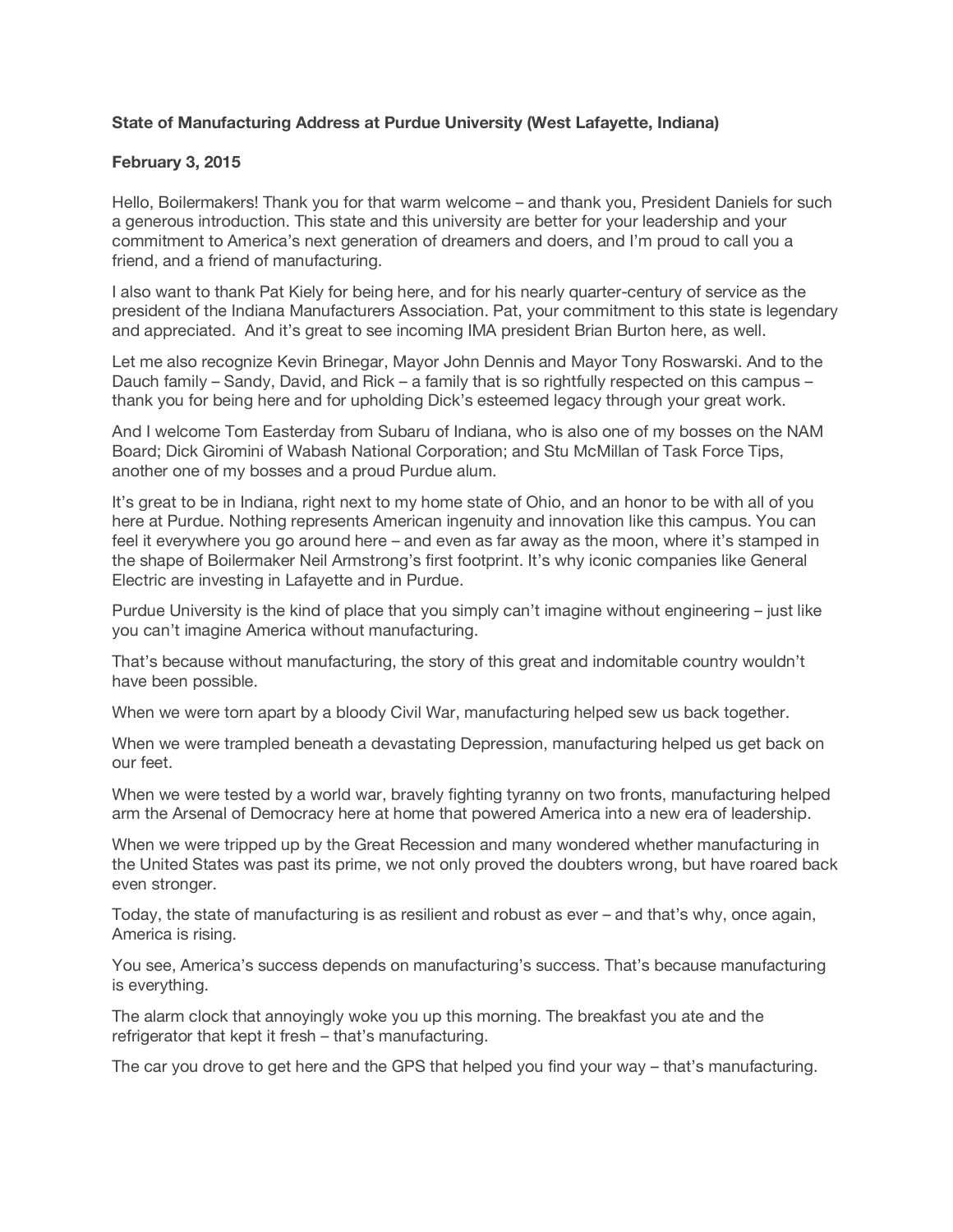**State of Manufacturing Address at Purdue University (West Lafayette, Indiana)**

**February 3, 2015**

Hello, Boilermakers! Thank you for that warm welcome – and thank you, President Daniels for such a generous introduction. This state and this university are better for your leadership and your commitment to America's next generation of dreamers and doers, and I'm proud to call you a friend, and a friend of manufacturing.

I also want to thank Pat Kiely for being here, and for his nearly quarter-century of service as the president of the Indiana Manufacturers Association. Pat, your commitment to this state is legendary and appreciated. And it's great to see incoming IMA president Brian Burton here, as well.

Let me also recognize Kevin Brinegar, Mayor John Dennis and Mayor Tony Roswarski. And to the Dauch family – Sandy, David, and Rick – a family that is so rightfully respected on this campus – thank you for being here and for upholding Dick's esteemed legacy through your great work.

And I welcome Tom Easterday from Subaru of Indiana, who is also one of my bosses on the NAM Board; Dick Giromini of Wabash National Corporation; and Stu McMillan of Task Force Tips, another one of my bosses and a proud Purdue alum.

It's great to be in Indiana, right next to my home state of Ohio, and an honor to be with all of you here at Purdue. Nothing represents American ingenuity and innovation like this campus. You can feel it everywhere you go around here – and even as far away as the moon, where it's stamped in the shape of Boilermaker Neil Armstrong's first footprint. It's why iconic companies like General Electric are investing in Lafayette and in Purdue.

Purdue University is the kind of place that you simply can't imagine without engineering – just like you can't imagine America without manufacturing.

That's because without manufacturing, the story of this great and indomitable country wouldn't have been possible.

When we were torn apart by a bloody Civil War, manufacturing helped sew us back together.

When we were trampled beneath a devastating Depression, manufacturing helped us get back on our feet.

When we were tested by a world war, bravely fighting tyranny on two fronts, manufacturing helped arm the Arsenal of Democracy here at home that powered America into a new era of leadership.

When we were tripped up by the Great Recession and many wondered whether manufacturing in the United States was past its prime, we not only proved the doubters wrong, but have roared back even stronger.

Today, the state of manufacturing is as resilient and robust as ever – and that's why, once again, America is rising.

You see, America's success depends on manufacturing's success. That's because manufacturing is everything.

The alarm clock that annoyingly woke you up this morning. The breakfast you ate and the refrigerator that kept it fresh – that's manufacturing.

The car you drove to get here and the GPS that helped you find your way – that's manufacturing.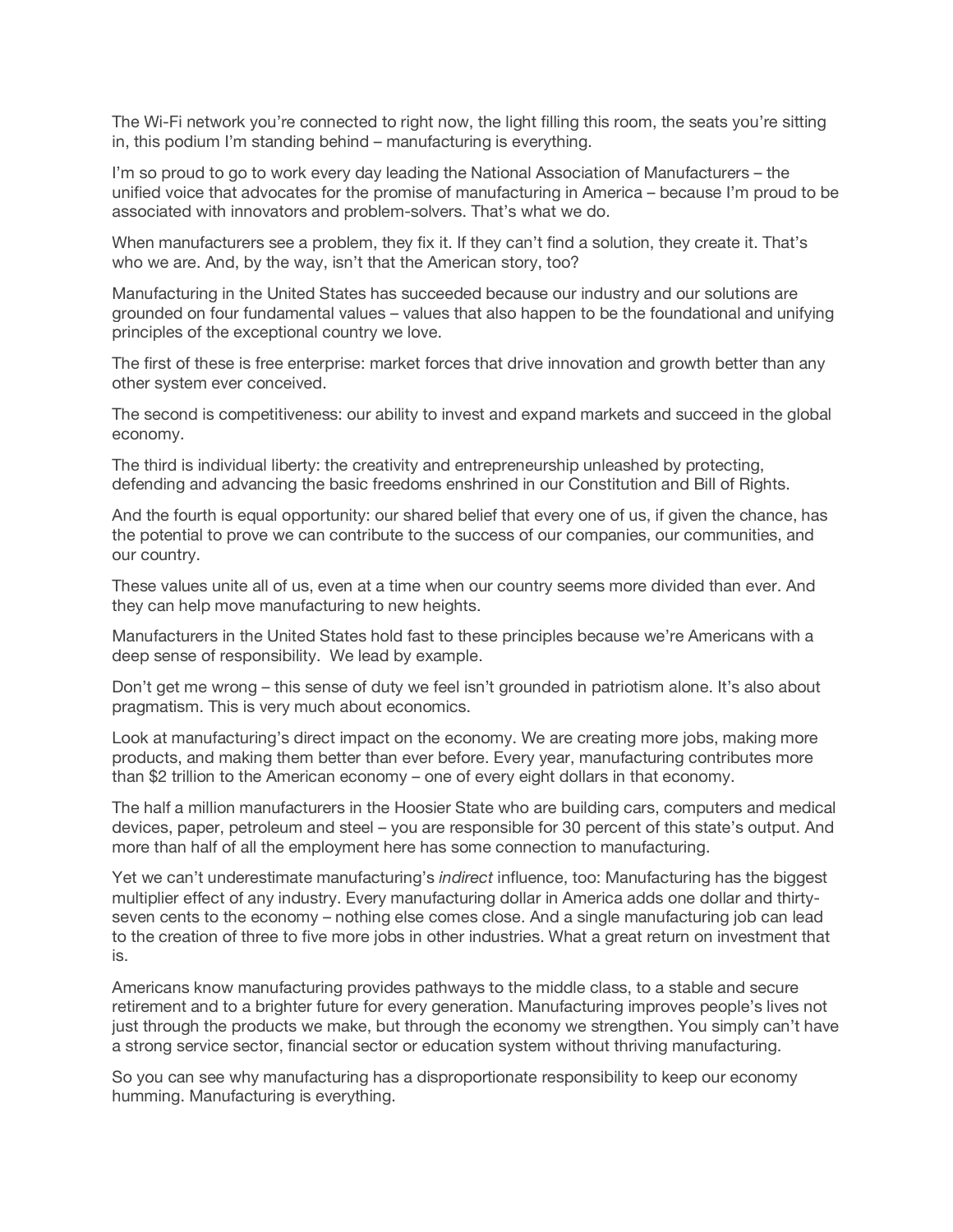The Wi-Fi network you're connected to right now, the light filling this room, the seats you're sitting in, this podium I'm standing behind – manufacturing is everything.

I'm so proud to go to work every day leading the National Association of Manufacturers – the unified voice that advocates for the promise of manufacturing in America – because I'm proud to be associated with innovators and problem-solvers. That's what we do.

When manufacturers see a problem, they fix it. If they can't find a solution, they create it. That's who we are. And, by the way, isn't that the American story, too?

Manufacturing in the United States has succeeded because our industry and our solutions are grounded on four fundamental values – values that also happen to be the foundational and unifying principles of the exceptional country we love.

The first of these is free enterprise: market forces that drive innovation and growth better than any other system ever conceived.

The second is competitiveness: our ability to invest and expand markets and succeed in the global economy.

The third is individual liberty: the creativity and entrepreneurship unleashed by protecting, defending and advancing the basic freedoms enshrined in our Constitution and Bill of Rights.

And the fourth is equal opportunity: our shared belief that every one of us, if given the chance, has the potential to prove we can contribute to the success of our companies, our communities, and our country.

These values unite all of us, even at a time when our country seems more divided than ever. And they can help move manufacturing to new heights.

Manufacturers in the United States hold fast to these principles because we're Americans with a deep sense of responsibility. We lead by example.

Don't get me wrong – this sense of duty we feel isn't grounded in patriotism alone. It's also about pragmatism. This is very much about economics.

Look at manufacturing's direct impact on the economy. We are creating more jobs, making more products, and making them better than ever before. Every year, manufacturing contributes more than $2 trillion to the American economy – one of every eight dollars in that economy.

The half a million manufacturers in the Hoosier State who are building cars, computers and medical devices, paper, petroleum and steel – you are responsible for 30 percent of this state's output. And more than half of all the employment here has some connection to manufacturing.

Yet we can't underestimate manufacturing's *indirect* influence, too: Manufacturing has the biggest multiplier effect of any industry. Every manufacturing dollar in America adds one dollar and thirty-seven cents to the economy – nothing else comes close. And a single manufacturing job can lead to the creation of three to five more jobs in other industries. What a great return on investment that is.

Americans know manufacturing provides pathways to the middle class, to a stable and secure retirement and to a brighter future for every generation. Manufacturing improves people's lives not just through the products we make, but through the economy we strengthen. You simply can't have a strong service sector, financial sector or education system without thriving manufacturing.

So you can see why manufacturing has a disproportionate responsibility to keep our economy humming. Manufacturing is everything.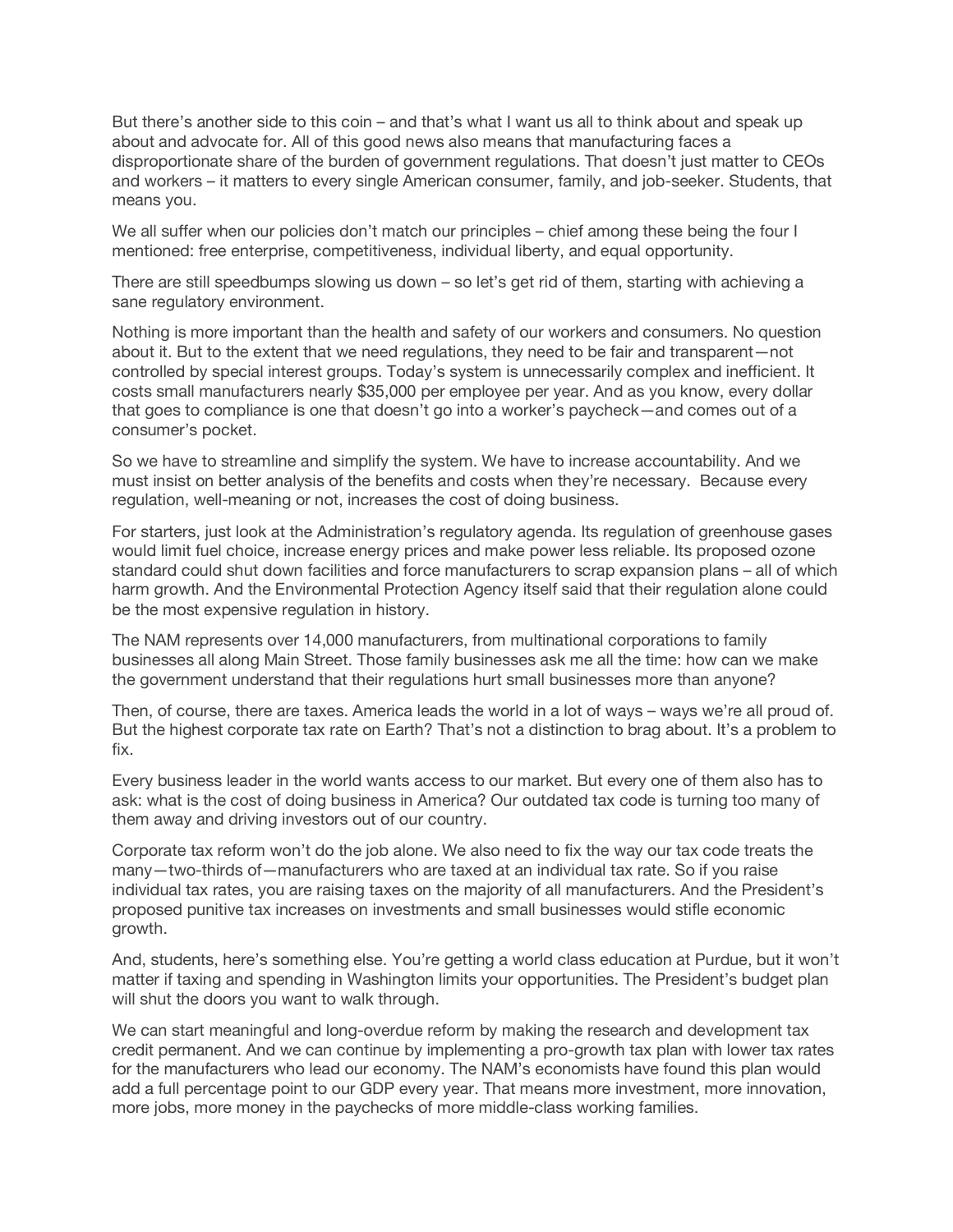But there's another side to this coin – and that's what I want us all to think about and speak up about and advocate for. All of this good news also means that manufacturing faces a disproportionate share of the burden of government regulations. That doesn't just matter to CEOs and workers – it matters to every single American consumer, family, and job-seeker. Students, that means you.

We all suffer when our policies don't match our principles – chief among these being the four I mentioned: free enterprise, competitiveness, individual liberty, and equal opportunity.

There are still speedbumps slowing us down – so let's get rid of them, starting with achieving a sane regulatory environment.

Nothing is more important than the health and safety of our workers and consumers. No question about it. But to the extent that we need regulations, they need to be fair and transparent—not controlled by special interest groups. Today's system is unnecessarily complex and inefficient. It costs small manufacturers nearly $35,000 per employee per year. And as you know, every dollar that goes to compliance is one that doesn't go into a worker's paycheck—and comes out of a consumer's pocket.

So we have to streamline and simplify the system. We have to increase accountability. And we must insist on better analysis of the benefits and costs when they're necessary. Because every regulation, well-meaning or not, increases the cost of doing business.

For starters, just look at the Administration's regulatory agenda. Its regulation of greenhouse gases would limit fuel choice, increase energy prices and make power less reliable. Its proposed ozone standard could shut down facilities and force manufacturers to scrap expansion plans – all of which harm growth. And the Environmental Protection Agency itself said that their regulation alone could be the most expensive regulation in history.

The NAM represents over 14,000 manufacturers, from multinational corporations to family businesses all along Main Street. Those family businesses ask me all the time: how can we make the government understand that their regulations hurt small businesses more than anyone?

Then, of course, there are taxes. America leads the world in a lot of ways – ways we're all proud of. But the highest corporate tax rate on Earth? That's not a distinction to brag about. It's a problem to fix.

Every business leader in the world wants access to our market. But every one of them also has to ask: what is the cost of doing business in America? Our outdated tax code is turning too many of them away and driving investors out of our country.

Corporate tax reform won't do the job alone. We also need to fix the way our tax code treats the many—two-thirds of—manufacturers who are taxed at an individual tax rate. So if you raise individual tax rates, you are raising taxes on the majority of all manufacturers. And the President's proposed punitive tax increases on investments and small businesses would stifle economic growth.

And, students, here's something else. You're getting a world class education at Purdue, but it won't matter if taxing and spending in Washington limits your opportunities. The President's budget plan will shut the doors you want to walk through.

We can start meaningful and long-overdue reform by making the research and development tax credit permanent. And we can continue by implementing a pro-growth tax plan with lower tax rates for the manufacturers who lead our economy. The NAM's economists have found this plan would add a full percentage point to our GDP every year. That means more investment, more innovation, more jobs, more money in the paychecks of more middle-class working families.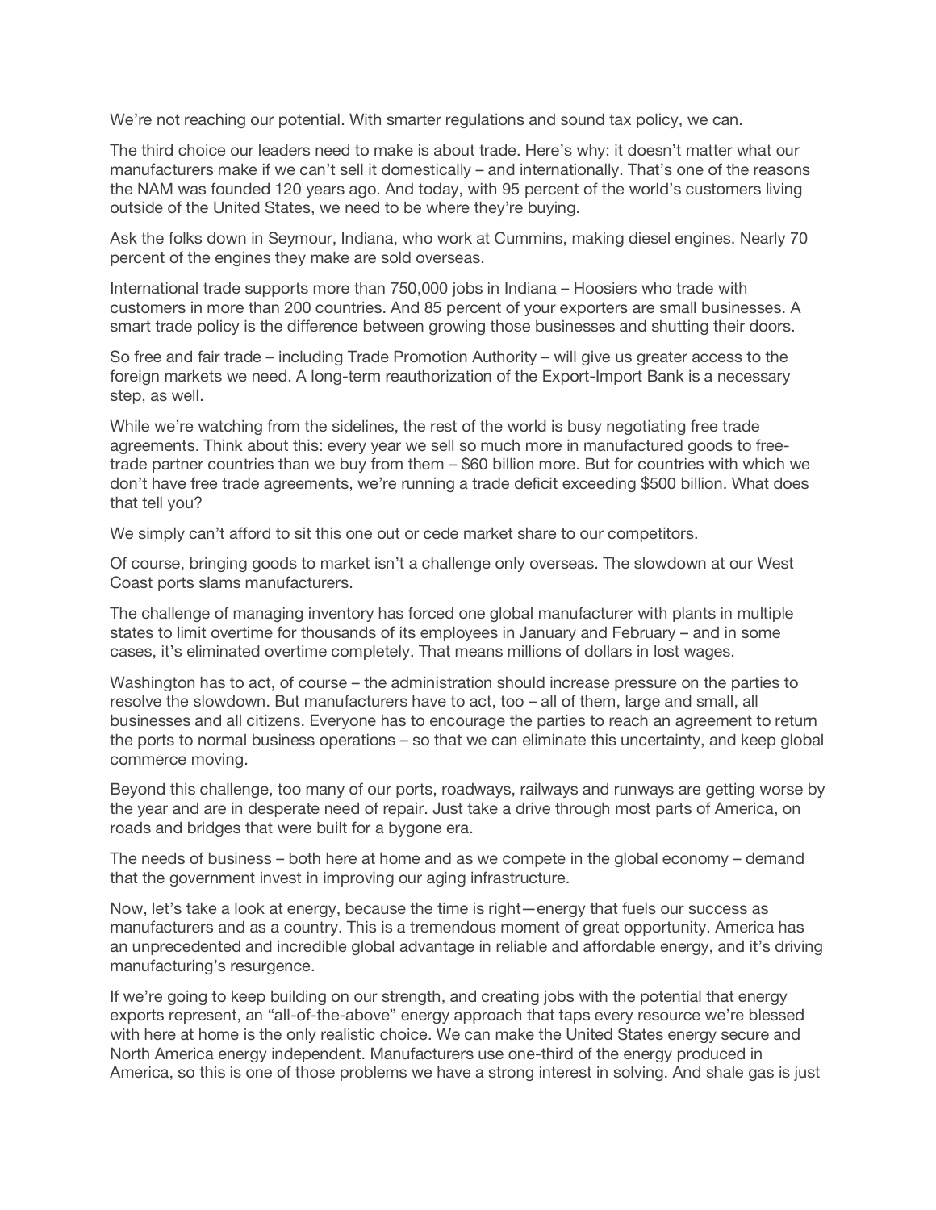We're not reaching our potential. With smarter regulations and sound tax policy, we can.

The third choice our leaders need to make is about trade. Here's why: it doesn't matter what our manufacturers make if we can't sell it domestically – and internationally. That's one of the reasons the NAM was founded 120 years ago. And today, with 95 percent of the world's customers living outside of the United States, we need to be where they're buying.

Ask the folks down in Seymour, Indiana, who work at Cummins, making diesel engines. Nearly 70 percent of the engines they make are sold overseas.

International trade supports more than 750,000 jobs in Indiana – Hoosiers who trade with customers in more than 200 countries. And 85 percent of your exporters are small businesses. A smart trade policy is the difference between growing those businesses and shutting their doors.

So free and fair trade – including Trade Promotion Authority – will give us greater access to the foreign markets we need. A long-term reauthorization of the Export-Import Bank is a necessary step, as well.

While we're watching from the sidelines, the rest of the world is busy negotiating free trade agreements. Think about this: every year we sell so much more in manufactured goods to free-trade partner countries than we buy from them – $60 billion more. But for countries with which we don't have free trade agreements, we're running a trade deficit exceeding $500 billion. What does that tell you?

We simply can't afford to sit this one out or cede market share to our competitors.

Of course, bringing goods to market isn't a challenge only overseas. The slowdown at our West Coast ports slams manufacturers.

The challenge of managing inventory has forced one global manufacturer with plants in multiple states to limit overtime for thousands of its employees in January and February – and in some cases, it's eliminated overtime completely. That means millions of dollars in lost wages.

Washington has to act, of course – the administration should increase pressure on the parties to resolve the slowdown. But manufacturers have to act, too – all of them, large and small, all businesses and all citizens. Everyone has to encourage the parties to reach an agreement to return the ports to normal business operations – so that we can eliminate this uncertainty, and keep global commerce moving.

Beyond this challenge, too many of our ports, roadways, railways and runways are getting worse by the year and are in desperate need of repair. Just take a drive through most parts of America, on roads and bridges that were built for a bygone era.

The needs of business – both here at home and as we compete in the global economy – demand that the government invest in improving our aging infrastructure.

Now, let's take a look at energy, because the time is right—energy that fuels our success as manufacturers and as a country. This is a tremendous moment of great opportunity. America has an unprecedented and incredible global advantage in reliable and affordable energy, and it's driving manufacturing's resurgence.

If we're going to keep building on our strength, and creating jobs with the potential that energy exports represent, an "all-of-the-above" energy approach that taps every resource we're blessed with here at home is the only realistic choice. We can make the United States energy secure and North America energy independent. Manufacturers use one-third of the energy produced in America, so this is one of those problems we have a strong interest in solving. And shale gas is just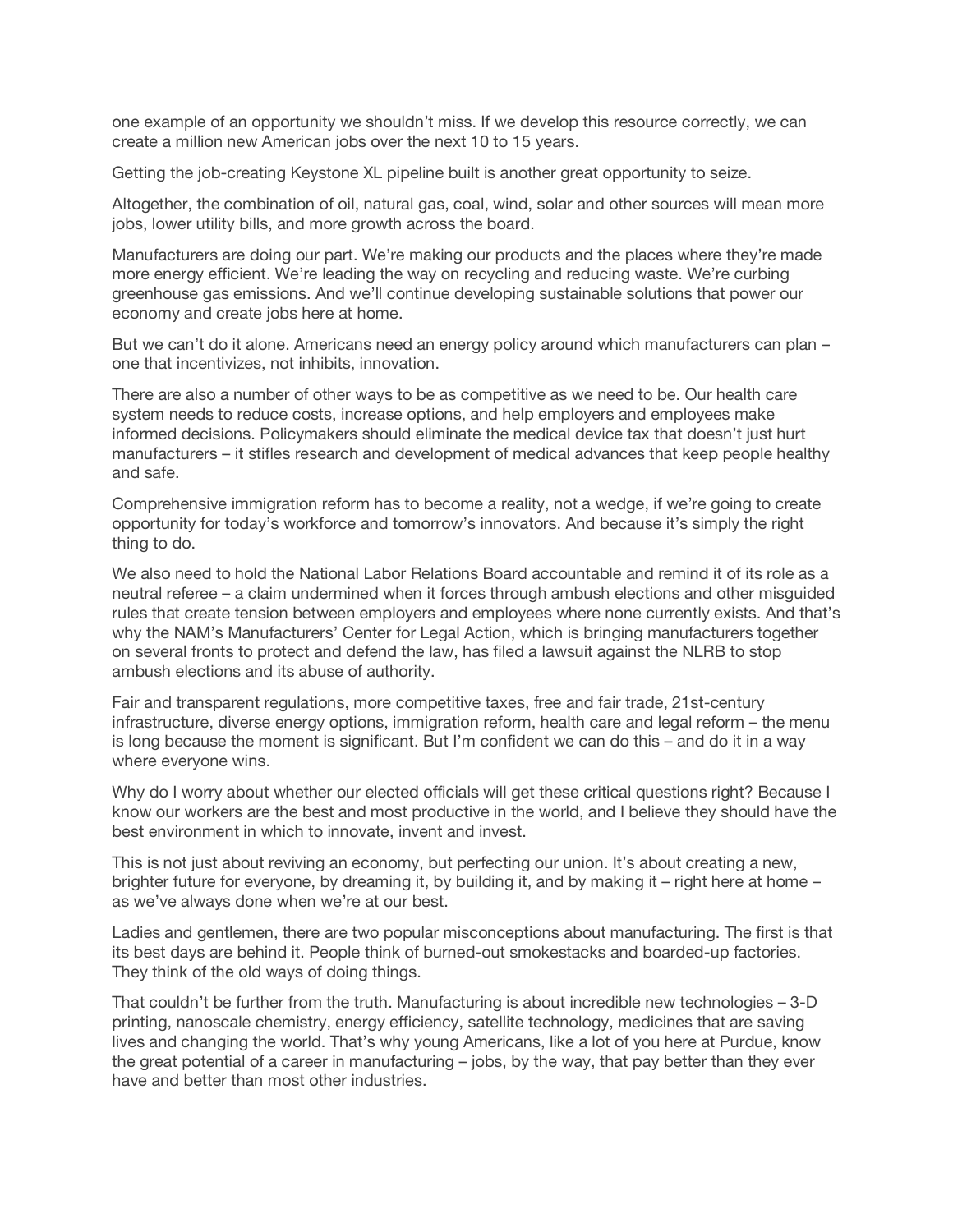one example of an opportunity we shouldn't miss. If we develop this resource correctly, we can create a million new American jobs over the next 10 to 15 years.

Getting the job-creating Keystone XL pipeline built is another great opportunity to seize.

Altogether, the combination of oil, natural gas, coal, wind, solar and other sources will mean more jobs, lower utility bills, and more growth across the board.

Manufacturers are doing our part. We're making our products and the places where they're made more energy efficient. We're leading the way on recycling and reducing waste. We're curbing greenhouse gas emissions. And we'll continue developing sustainable solutions that power our economy and create jobs here at home.

But we can't do it alone. Americans need an energy policy around which manufacturers can plan – one that incentivizes, not inhibits, innovation.

There are also a number of other ways to be as competitive as we need to be. Our health care system needs to reduce costs, increase options, and help employers and employees make informed decisions. Policymakers should eliminate the medical device tax that doesn't just hurt manufacturers – it stifles research and development of medical advances that keep people healthy and safe.

Comprehensive immigration reform has to become a reality, not a wedge, if we're going to create opportunity for today's workforce and tomorrow's innovators. And because it's simply the right thing to do.

We also need to hold the National Labor Relations Board accountable and remind it of its role as a neutral referee – a claim undermined when it forces through ambush elections and other misguided rules that create tension between employers and employees where none currently exists. And that's why the NAM's Manufacturers' Center for Legal Action, which is bringing manufacturers together on several fronts to protect and defend the law, has filed a lawsuit against the NLRB to stop ambush elections and its abuse of authority.

Fair and transparent regulations, more competitive taxes, free and fair trade, 21st-century infrastructure, diverse energy options, immigration reform, health care and legal reform – the menu is long because the moment is significant. But I'm confident we can do this – and do it in a way where everyone wins.

Why do I worry about whether our elected officials will get these critical questions right? Because I know our workers are the best and most productive in the world, and I believe they should have the best environment in which to innovate, invent and invest.

This is not just about reviving an economy, but perfecting our union. It's about creating a new, brighter future for everyone, by dreaming it, by building it, and by making it – right here at home – as we've always done when we're at our best.

Ladies and gentlemen, there are two popular misconceptions about manufacturing. The first is that its best days are behind it. People think of burned-out smokestacks and boarded-up factories. They think of the old ways of doing things.

That couldn't be further from the truth. Manufacturing is about incredible new technologies – 3-D printing, nanoscale chemistry, energy efficiency, satellite technology, medicines that are saving lives and changing the world. That's why young Americans, like a lot of you here at Purdue, know the great potential of a career in manufacturing – jobs, by the way, that pay better than they ever have and better than most other industries.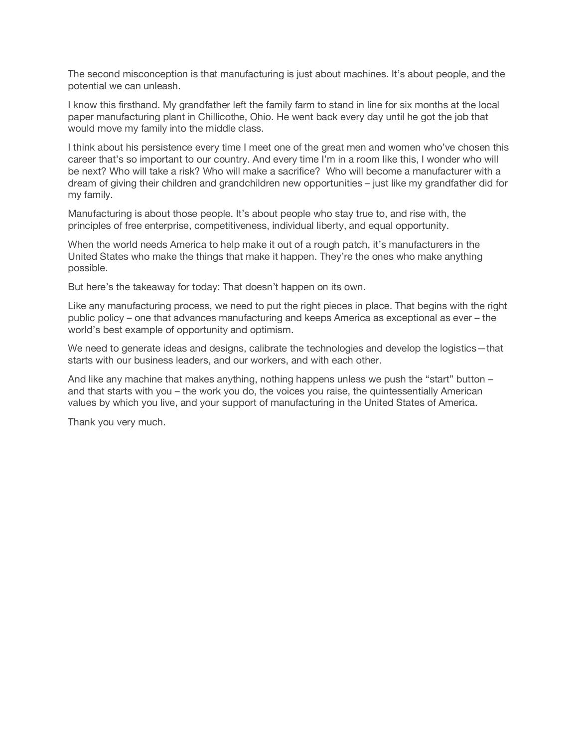The second misconception is that manufacturing is just about machines. It's about people, and the potential we can unleash.

I know this firsthand. My grandfather left the family farm to stand in line for six months at the local paper manufacturing plant in Chillicothe, Ohio. He went back every day until he got the job that would move my family into the middle class.

I think about his persistence every time I meet one of the great men and women who've chosen this career that's so important to our country. And every time I'm in a room like this, I wonder who will be next? Who will take a risk? Who will make a sacrifice? Who will become a manufacturer with a dream of giving their children and grandchildren new opportunities – just like my grandfather did for my family.

Manufacturing is about those people. It's about people who stay true to, and rise with, the principles of free enterprise, competitiveness, individual liberty, and equal opportunity.

When the world needs America to help make it out of a rough patch, it's manufacturers in the United States who make the things that make it happen. They're the ones who make anything possible.

But here's the takeaway for today: That doesn't happen on its own.

Like any manufacturing process, we need to put the right pieces in place. That begins with the right public policy – one that advances manufacturing and keeps America as exceptional as ever – the world's best example of opportunity and optimism.

We need to generate ideas and designs, calibrate the technologies and develop the logistics—that starts with our business leaders, and our workers, and with each other.

And like any machine that makes anything, nothing happens unless we push the "start" button – and that starts with you – the work you do, the voices you raise, the quintessentially American values by which you live, and your support of manufacturing in the United States of America.

Thank you very much.